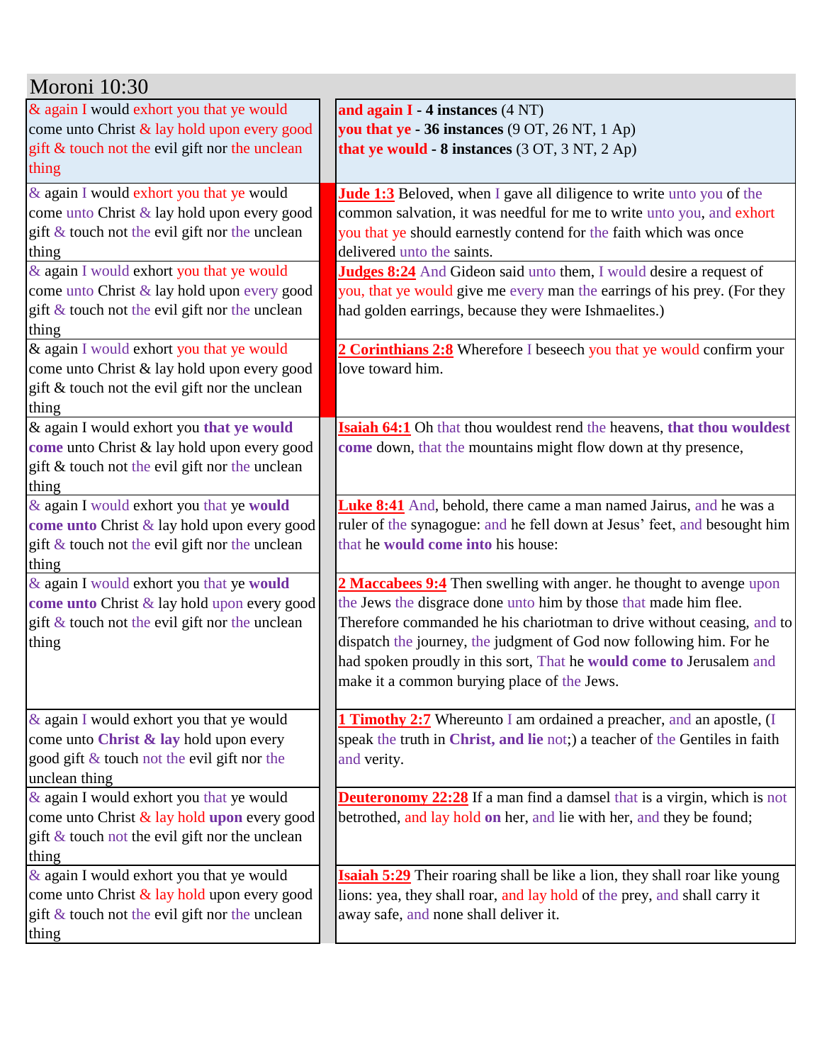## Moroni 10:30

| | |
|---|---|
| & again I would exhort you that ye would come unto Christ & lay hold upon every good gift & touch not the evil gift nor the unclean thing | **and again I - 4 instances** (4 NT)<br>**you that ye - 36 instances** (9 OT, 26 NT, 1 Ap)<br>**that ye would - 8 instances** (3 OT, 3 NT, 2 Ap) |
| & again I would exhort you that ye would come unto Christ & lay hold upon every good gift & touch not the evil gift nor the unclean thing | **Jude 1:3** Beloved, when I gave all diligence to write unto you of the common salvation, it was needful for me to write unto you, and exhort you that ye should earnestly contend for the faith which was once delivered unto the saints. |
| & again I would exhort you that ye would come unto Christ & lay hold upon every good gift & touch not the evil gift nor the unclean thing | **Judges 8:24** And Gideon said unto them, I would desire a request of you, that ye would give me every man the earrings of his prey. (For they had golden earrings, because they were Ishmaelites.) |
| & again I would exhort you that ye would come unto Christ & lay hold upon every good gift & touch not the evil gift nor the unclean thing | **2 Corinthians 2:8** Wherefore I beseech you that ye would confirm your love toward him. |
| & again I would exhort you **that ye would come** unto Christ & lay hold upon every good gift & touch not the evil gift nor the unclean thing | **Isaiah 64:1** Oh that thou wouldest rend the heavens, **that thou wouldest come** down, that the mountains might flow down at thy presence, |
| & again I would exhort you that ye **would come unto** Christ & lay hold upon every good gift & touch not the evil gift nor the unclean thing | **Luke 8:41** And, behold, there came a man named Jairus, and he was a ruler of the synagogue: and he fell down at Jesus' feet, and besought him that he **would come into** his house: |
| & again I would exhort you that ye **would come unto** Christ & lay hold upon every good gift & touch not the evil gift nor the unclean thing | **2 Maccabees 9:4** Then swelling with anger. he thought to avenge upon the Jews the disgrace done unto him by those that made him flee. Therefore commanded he his chariotman to drive without ceasing, and to dispatch the journey, the judgment of God now following him. For he had spoken proudly in this sort, That he **would come to** Jerusalem and make it a common burying place of the Jews. |
| & again I would exhort you that ye would come unto **Christ & lay** hold upon every good gift & touch not the evil gift nor the unclean thing | **1 Timothy 2:7** Whereunto I am ordained a preacher, and an apostle, (I speak the truth in **Christ, and lie** not;) a teacher of the Gentiles in faith and verity. |
| & again I would exhort you that ye would come unto Christ & lay hold **upon** every good gift & touch not the evil gift nor the unclean thing | **Deuteronomy 22:28** If a man find a damsel that is a virgin, which is not betrothed, and lay hold **on** her, and lie with her, and they be found; |
| & again I would exhort you that ye would come unto Christ & lay hold upon every good gift & touch not the evil gift nor the unclean thing | **Isaiah 5:29** Their roaring shall be like a lion, they shall roar like young lions: yea, they shall roar, and lay hold of the prey, and shall carry it away safe, and none shall deliver it. |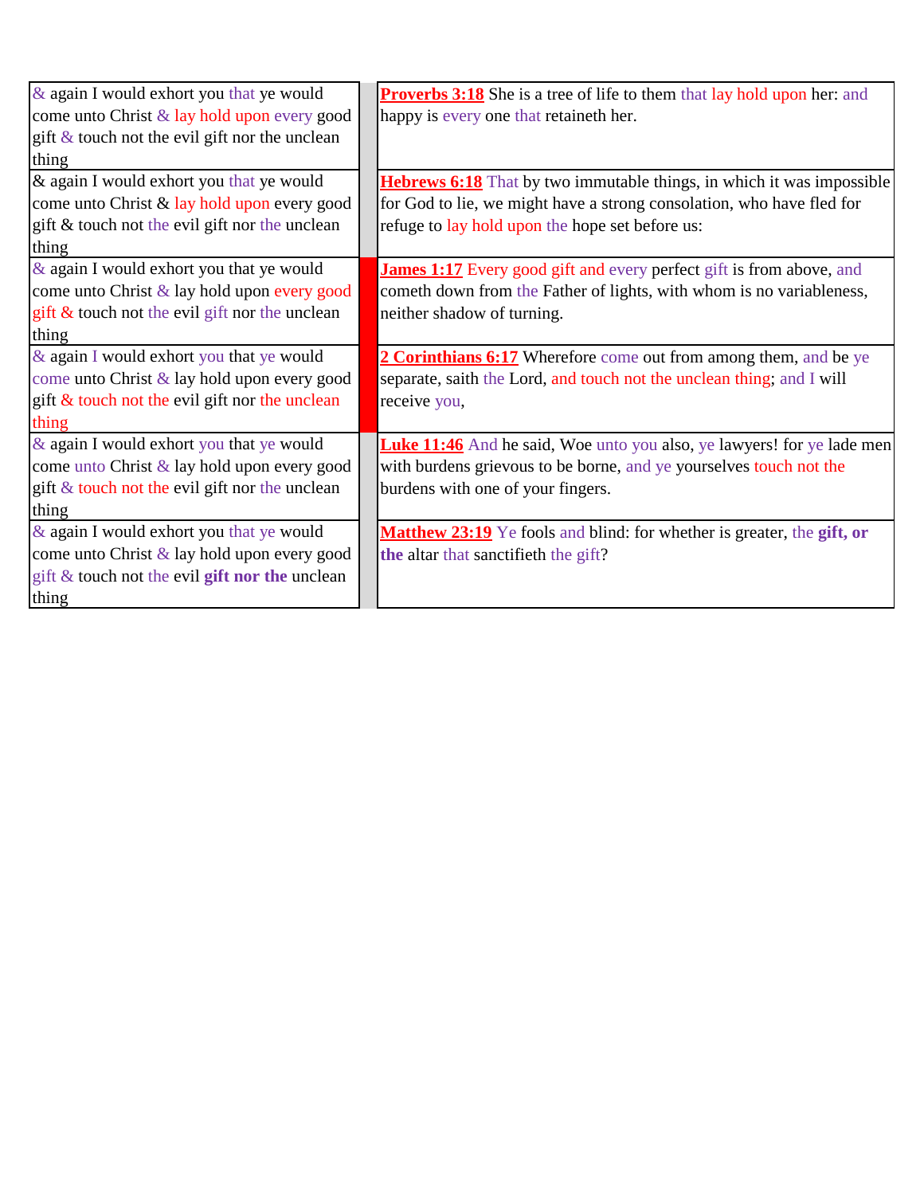| | | |
|---|---|---|
| & again I would exhort you that ye would come unto Christ & lay hold upon every good gift & touch not the evil gift nor the unclean thing | | **Proverbs 3:18** She is a tree of life to them that lay hold upon her: and happy is every one that retaineth her. |
| & again I would exhort you that ye would come unto Christ & lay hold upon every good gift & touch not the evil gift nor the unclean thing | | **Hebrews 6:18** That by two immutable things, in which it was impossible for God to lie, we might have a strong consolation, who have fled for refuge to lay hold upon the hope set before us: |
| & again I would exhort you that ye would come unto Christ & lay hold upon every good gift & touch not the evil gift nor the unclean thing | | **James 1:17** Every good gift and every perfect gift is from above, and cometh down from the Father of lights, with whom is no variableness, neither shadow of turning. |
| & again I would exhort you that ye would come unto Christ & lay hold upon every good gift & touch not the evil gift nor the unclean thing | | **2 Corinthians 6:17** Wherefore come out from among them, and be ye separate, saith the Lord, and touch not the unclean thing; and I will receive you, |
| & again I would exhort you that ye would come unto Christ & lay hold upon every good gift & touch not the evil gift nor the unclean thing | | **Luke 11:46** And he said, Woe unto you also, ye lawyers! for ye lade men with burdens grievous to be borne, and ye yourselves touch not the burdens with one of your fingers. |
| & again I would exhort you that ye would come unto Christ & lay hold upon every good gift & touch not the evil **gift nor the** unclean thing | | **Matthew 23:19** Ye fools and blind: for whether is greater, the **gift, or the** altar that sanctifieth the gift? |